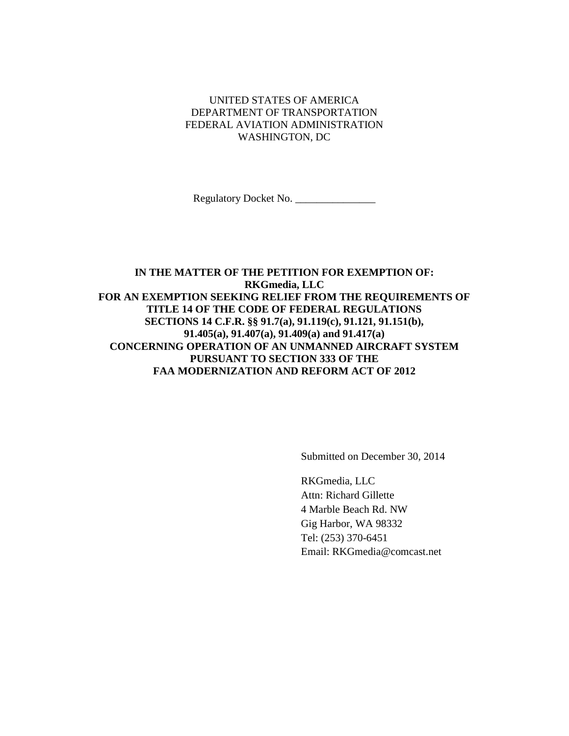UNITED STATES OF AMERICA
DEPARTMENT OF TRANSPORTATION
FEDERAL AVIATION ADMINISTRATION
WASHINGTON, DC

Regulatory Docket No. _______________

**IN THE MATTER OF THE PETITION FOR EXEMPTION OF:**
**RKGmedia, LLC**
**FOR AN EXEMPTION SEEKING RELIEF FROM THE REQUIREMENTS OF TITLE 14 OF THE CODE OF FEDERAL REGULATIONS SECTIONS 14 C.F.R. §§ 91.7(a), 91.119(c), 91.121, 91.151(b), 91.405(a), 91.407(a), 91.409(a) and 91.417(a)**
**CONCERNING OPERATION OF AN UNMANNED AIRCRAFT SYSTEM PURSUANT TO SECTION 333 OF THE FAA MODERNIZATION AND REFORM ACT OF 2012**

Submitted on December 30, 2014

RKGmedia, LLC
Attn: Richard Gillette
4 Marble Beach Rd. NW
Gig Harbor, WA 98332
Tel: (253) 370-6451
Email: RKGmedia@comcast.net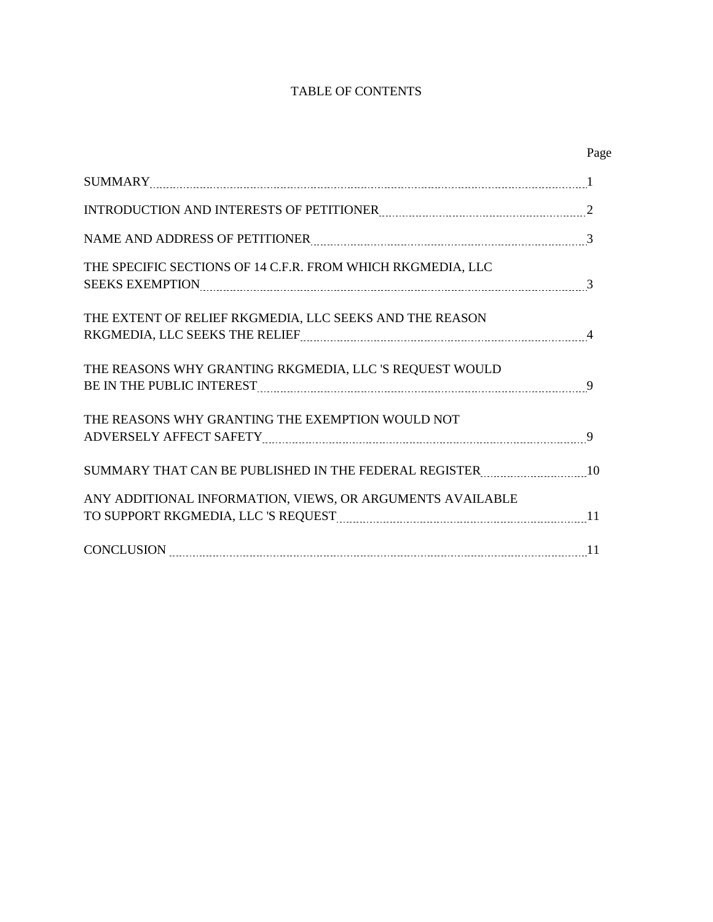# TABLE OF CONTENTS

| | Page |
|---|---|
| SUMMARY | 1 |
| INTRODUCTION AND INTERESTS OF PETITIONER | 2 |
| NAME AND ADDRESS OF PETITIONER | 3 |
| THE SPECIFIC SECTIONS OF 14 C.F.R. FROM WHICH RKGMEDIA, LLC SEEKS EXEMPTION | 3 |
| THE EXTENT OF RELIEF RKGMEDIA, LLC SEEKS AND THE REASON RKGMEDIA, LLC SEEKS THE RELIEF | 4 |
| THE REASONS WHY GRANTING RKGMEDIA, LLC 'S REQUEST WOULD BE IN THE PUBLIC INTEREST | 9 |
| THE REASONS WHY GRANTING THE EXEMPTION WOULD NOT ADVERSELY AFFECT SAFETY | 9 |
| SUMMARY THAT CAN BE PUBLISHED IN THE FEDERAL REGISTER | 10 |
| ANY ADDITIONAL INFORMATION, VIEWS, OR ARGUMENTS AVAILABLE TO SUPPORT RKGMEDIA, LLC 'S REQUEST | 11 |
| CONCLUSION | 11 |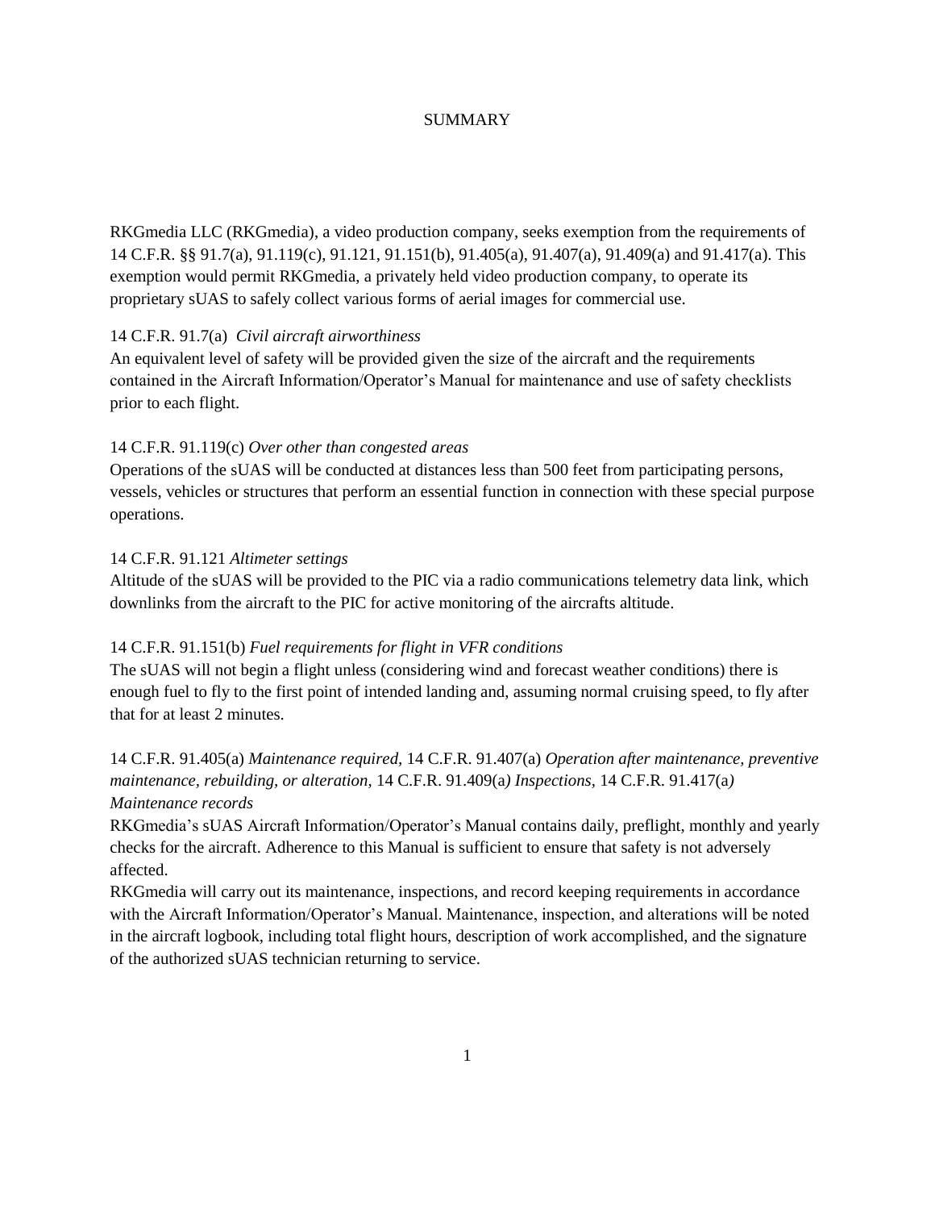# SUMMARY

RKGmedia LLC (RKGmedia), a video production company, seeks exemption from the requirements of 14 C.F.R. §§ 91.7(a), 91.119(c), 91.121, 91.151(b), 91.405(a), 91.407(a), 91.409(a) and 91.417(a). This exemption would permit RKGmedia, a privately held video production company, to operate its proprietary sUAS to safely collect various forms of aerial images for commercial use.

14 C.F.R. 91.7(a) *Civil aircraft airworthiness*
An equivalent level of safety will be provided given the size of the aircraft and the requirements contained in the Aircraft Information/Operator's Manual for maintenance and use of safety checklists prior to each flight.

14 C.F.R. 91.119(c) *Over other than congested areas*
Operations of the sUAS will be conducted at distances less than 500 feet from participating persons, vessels, vehicles or structures that perform an essential function in connection with these special purpose operations.

14 C.F.R. 91.121 *Altimeter settings*
Altitude of the sUAS will be provided to the PIC via a radio communications telemetry data link, which downlinks from the aircraft to the PIC for active monitoring of the aircrafts altitude.

14 C.F.R. 91.151(b) *Fuel requirements for flight in VFR conditions*
The sUAS will not begin a flight unless (considering wind and forecast weather conditions) there is enough fuel to fly to the first point of intended landing and, assuming normal cruising speed, to fly after that for at least 2 minutes.

14 C.F.R. 91.405(a) *Maintenance required,* 14 C.F.R. 91.407(a) *Operation after maintenance, preventive maintenance, rebuilding, or alteration,* 14 C.F.R. 91.409(a*) Inspections,* 14 C.F.R. 91.417(a*) Maintenance records*
RKGmedia's sUAS Aircraft Information/Operator's Manual contains daily, preflight, monthly and yearly checks for the aircraft. Adherence to this Manual is sufficient to ensure that safety is not adversely affected.
RKGmedia will carry out its maintenance, inspections, and record keeping requirements in accordance with the Aircraft Information/Operator's Manual. Maintenance, inspection, and alterations will be noted in the aircraft logbook, including total flight hours, description of work accomplished, and the signature of the authorized sUAS technician returning to service.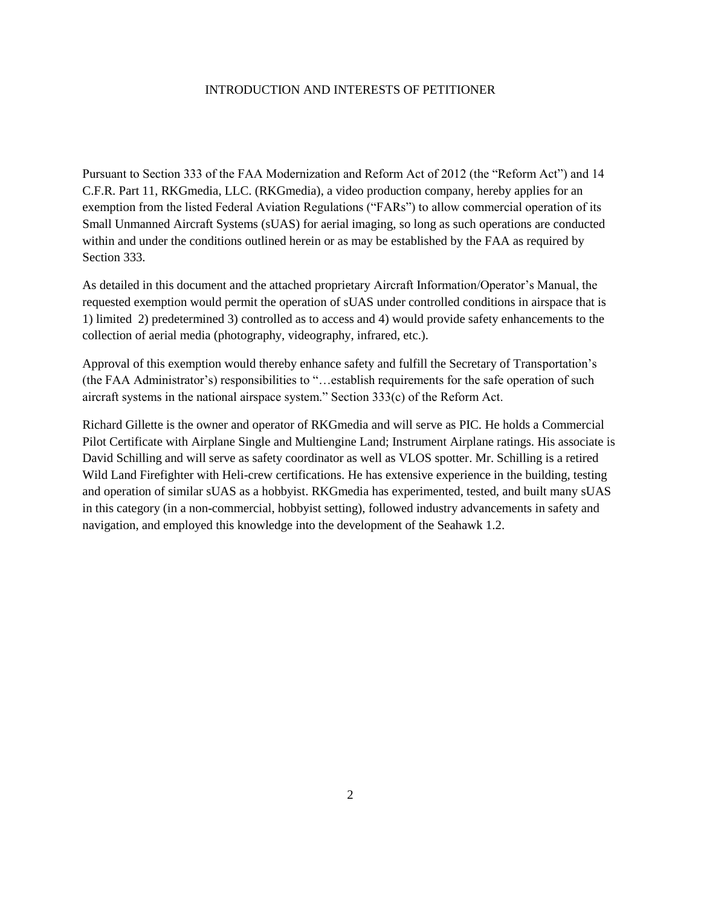## INTRODUCTION AND INTERESTS OF PETITIONER

Pursuant to Section 333 of the FAA Modernization and Reform Act of 2012 (the "Reform Act") and 14 C.F.R. Part 11, RKGmedia, LLC. (RKGmedia), a video production company, hereby applies for an exemption from the listed Federal Aviation Regulations ("FARs") to allow commercial operation of its Small Unmanned Aircraft Systems (sUAS) for aerial imaging, so long as such operations are conducted within and under the conditions outlined herein or as may be established by the FAA as required by Section 333.

As detailed in this document and the attached proprietary Aircraft Information/Operator's Manual, the requested exemption would permit the operation of sUAS under controlled conditions in airspace that is 1) limited 2) predetermined 3) controlled as to access and 4) would provide safety enhancements to the collection of aerial media (photography, videography, infrared, etc.).

Approval of this exemption would thereby enhance safety and fulfill the Secretary of Transportation's (the FAA Administrator's) responsibilities to "…establish requirements for the safe operation of such aircraft systems in the national airspace system." Section 333(c) of the Reform Act.

Richard Gillette is the owner and operator of RKGmedia and will serve as PIC. He holds a Commercial Pilot Certificate with Airplane Single and Multiengine Land; Instrument Airplane ratings. His associate is David Schilling and will serve as safety coordinator as well as VLOS spotter. Mr. Schilling is a retired Wild Land Firefighter with Heli-crew certifications. He has extensive experience in the building, testing and operation of similar sUAS as a hobbyist. RKGmedia has experimented, tested, and built many sUAS in this category (in a non-commercial, hobbyist setting), followed industry advancements in safety and navigation, and employed this knowledge into the development of the Seahawk 1.2.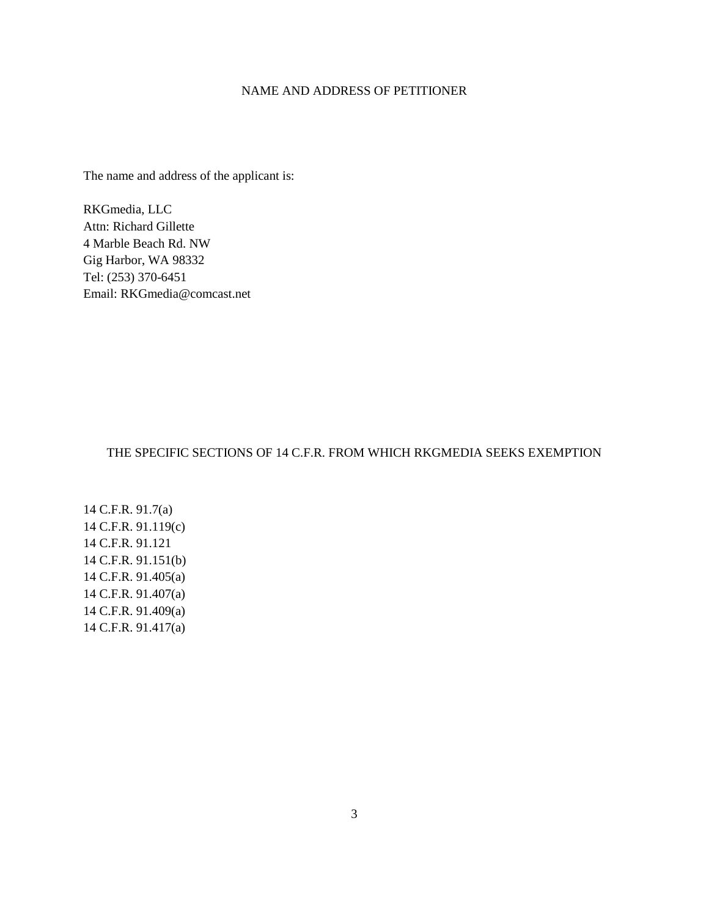## NAME AND ADDRESS OF PETITIONER

The name and address of the applicant is:

RKGmedia, LLC
Attn: Richard Gillette
4 Marble Beach Rd. NW
Gig Harbor, WA 98332
Tel: (253) 370-6451
Email: RKGmedia@comcast.net

## THE SPECIFIC SECTIONS OF 14 C.F.R. FROM WHICH RKGMEDIA SEEKS EXEMPTION

14 C.F.R. 91.7(a)
14 C.F.R. 91.119(c)
14 C.F.R. 91.121
14 C.F.R. 91.151(b)
14 C.F.R. 91.405(a)
14 C.F.R. 91.407(a)
14 C.F.R. 91.409(a)
14 C.F.R. 91.417(a)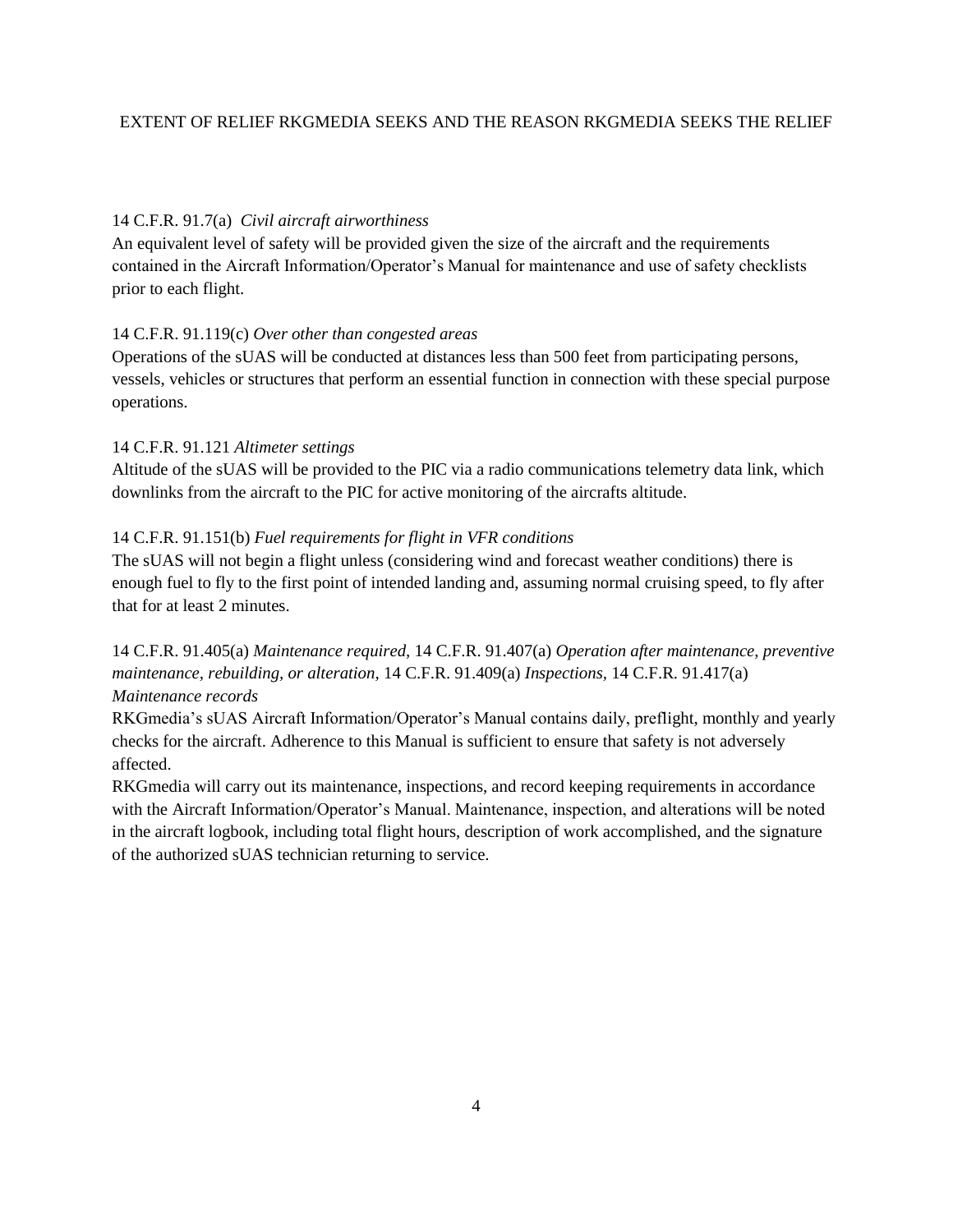## EXTENT OF RELIEF RKGMEDIA SEEKS AND THE REASON RKGMEDIA SEEKS THE RELIEF

14 C.F.R. 91.7(a) *Civil aircraft airworthiness*

An equivalent level of safety will be provided given the size of the aircraft and the requirements contained in the Aircraft Information/Operator's Manual for maintenance and use of safety checklists prior to each flight.

14 C.F.R. 91.119(c) *Over other than congested areas*

Operations of the sUAS will be conducted at distances less than 500 feet from participating persons, vessels, vehicles or structures that perform an essential function in connection with these special purpose operations.

14 C.F.R. 91.121 *Altimeter settings*

Altitude of the sUAS will be provided to the PIC via a radio communications telemetry data link, which downlinks from the aircraft to the PIC for active monitoring of the aircrafts altitude.

14 C.F.R. 91.151(b) *Fuel requirements for flight in VFR conditions*

The sUAS will not begin a flight unless (considering wind and forecast weather conditions) there is enough fuel to fly to the first point of intended landing and, assuming normal cruising speed, to fly after that for at least 2 minutes.

14 C.F.R. 91.405(a) *Maintenance required,* 14 C.F.R. 91.407(a) *Operation after maintenance, preventive maintenance, rebuilding, or alteration,* 14 C.F.R. 91.409(a) *Inspections,* 14 C.F.R. 91.417(a) *Maintenance records*

RKGmedia's sUAS Aircraft Information/Operator's Manual contains daily, preflight, monthly and yearly checks for the aircraft. Adherence to this Manual is sufficient to ensure that safety is not adversely affected.

RKGmedia will carry out its maintenance, inspections, and record keeping requirements in accordance with the Aircraft Information/Operator's Manual. Maintenance, inspection, and alterations will be noted in the aircraft logbook, including total flight hours, description of work accomplished, and the signature of the authorized sUAS technician returning to service.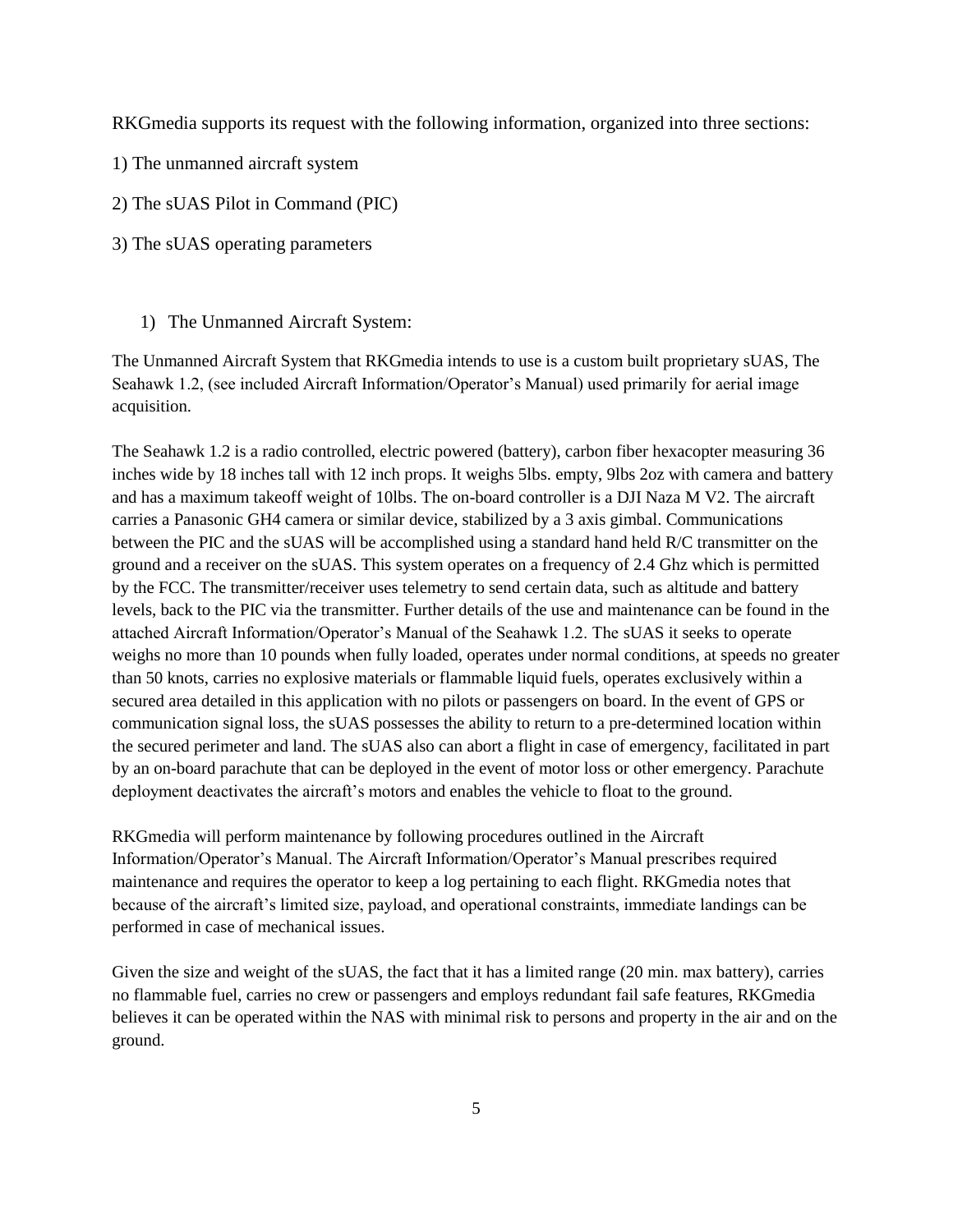RKGmedia supports its request with the following information, organized into three sections:

1) The unmanned aircraft system

2) The sUAS Pilot in Command (PIC)

3) The sUAS operating parameters

1) The Unmanned Aircraft System:

The Unmanned Aircraft System that RKGmedia intends to use is a custom built proprietary sUAS, The Seahawk 1.2, (see included Aircraft Information/Operator's Manual) used primarily for aerial image acquisition.

The Seahawk 1.2 is a radio controlled, electric powered (battery), carbon fiber hexacopter measuring 36 inches wide by 18 inches tall with 12 inch props. It weighs 5lbs. empty, 9lbs 2oz with camera and battery and has a maximum takeoff weight of 10lbs. The on-board controller is a DJI Naza M V2. The aircraft carries a Panasonic GH4 camera or similar device, stabilized by a 3 axis gimbal. Communications between the PIC and the sUAS will be accomplished using a standard hand held R/C transmitter on the ground and a receiver on the sUAS. This system operates on a frequency of 2.4 Ghz which is permitted by the FCC. The transmitter/receiver uses telemetry to send certain data, such as altitude and battery levels, back to the PIC via the transmitter. Further details of the use and maintenance can be found in the attached Aircraft Information/Operator's Manual of the Seahawk 1.2. The sUAS it seeks to operate weighs no more than 10 pounds when fully loaded, operates under normal conditions, at speeds no greater than 50 knots, carries no explosive materials or flammable liquid fuels, operates exclusively within a secured area detailed in this application with no pilots or passengers on board. In the event of GPS or communication signal loss, the sUAS possesses the ability to return to a pre-determined location within the secured perimeter and land. The sUAS also can abort a flight in case of emergency, facilitated in part by an on-board parachute that can be deployed in the event of motor loss or other emergency. Parachute deployment deactivates the aircraft's motors and enables the vehicle to float to the ground.

RKGmedia will perform maintenance by following procedures outlined in the Aircraft Information/Operator's Manual. The Aircraft Information/Operator's Manual prescribes required maintenance and requires the operator to keep a log pertaining to each flight. RKGmedia notes that because of the aircraft's limited size, payload, and operational constraints, immediate landings can be performed in case of mechanical issues.

Given the size and weight of the sUAS, the fact that it has a limited range (20 min. max battery), carries no flammable fuel, carries no crew or passengers and employs redundant fail safe features, RKGmedia believes it can be operated within the NAS with minimal risk to persons and property in the air and on the ground.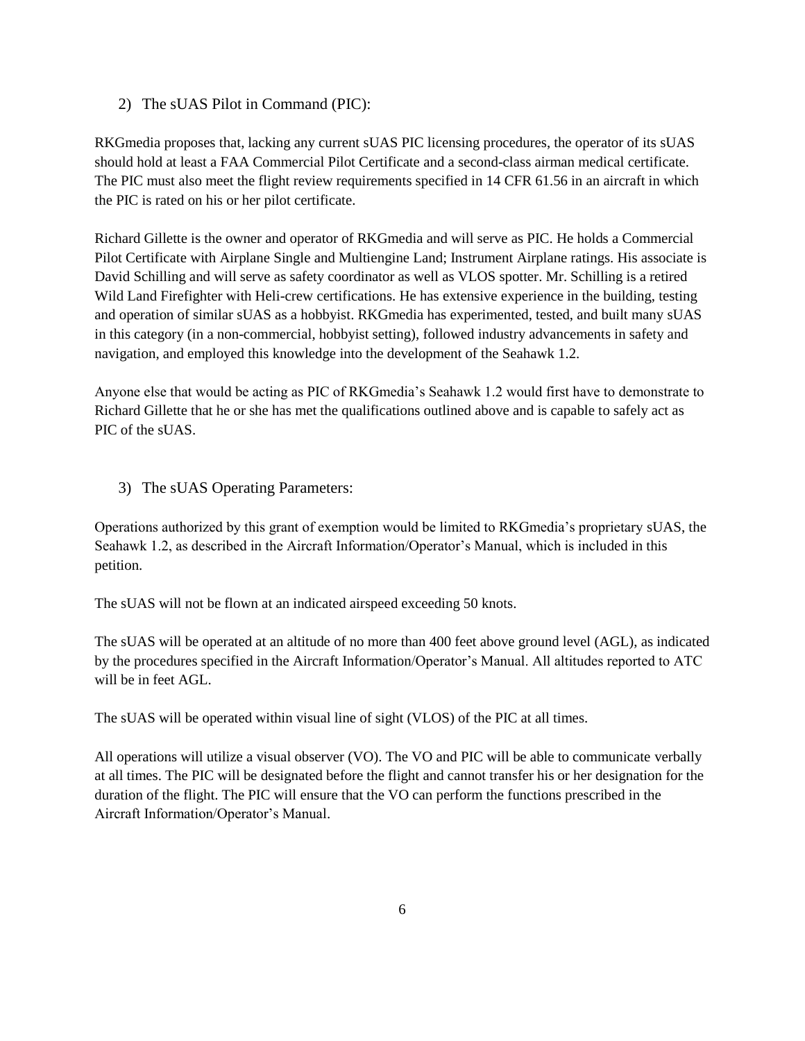2) The sUAS Pilot in Command (PIC):

RKGmedia proposes that, lacking any current sUAS PIC licensing procedures, the operator of its sUAS should hold at least a FAA Commercial Pilot Certificate and a second-class airman medical certificate. The PIC must also meet the flight review requirements specified in 14 CFR 61.56 in an aircraft in which the PIC is rated on his or her pilot certificate.

Richard Gillette is the owner and operator of RKGmedia and will serve as PIC. He holds a Commercial Pilot Certificate with Airplane Single and Multiengine Land; Instrument Airplane ratings. His associate is David Schilling and will serve as safety coordinator as well as VLOS spotter. Mr. Schilling is a retired Wild Land Firefighter with Heli-crew certifications. He has extensive experience in the building, testing and operation of similar sUAS as a hobbyist. RKGmedia has experimented, tested, and built many sUAS in this category (in a non-commercial, hobbyist setting), followed industry advancements in safety and navigation, and employed this knowledge into the development of the Seahawk 1.2.

Anyone else that would be acting as PIC of RKGmedia's Seahawk 1.2 would first have to demonstrate to Richard Gillette that he or she has met the qualifications outlined above and is capable to safely act as PIC of the sUAS.

3) The sUAS Operating Parameters:

Operations authorized by this grant of exemption would be limited to RKGmedia's proprietary sUAS, the Seahawk 1.2, as described in the Aircraft Information/Operator's Manual, which is included in this petition.

The sUAS will not be flown at an indicated airspeed exceeding 50 knots.

The sUAS will be operated at an altitude of no more than 400 feet above ground level (AGL), as indicated by the procedures specified in the Aircraft Information/Operator's Manual. All altitudes reported to ATC will be in feet AGL.

The sUAS will be operated within visual line of sight (VLOS) of the PIC at all times.

All operations will utilize a visual observer (VO). The VO and PIC will be able to communicate verbally at all times. The PIC will be designated before the flight and cannot transfer his or her designation for the duration of the flight. The PIC will ensure that the VO can perform the functions prescribed in the Aircraft Information/Operator's Manual.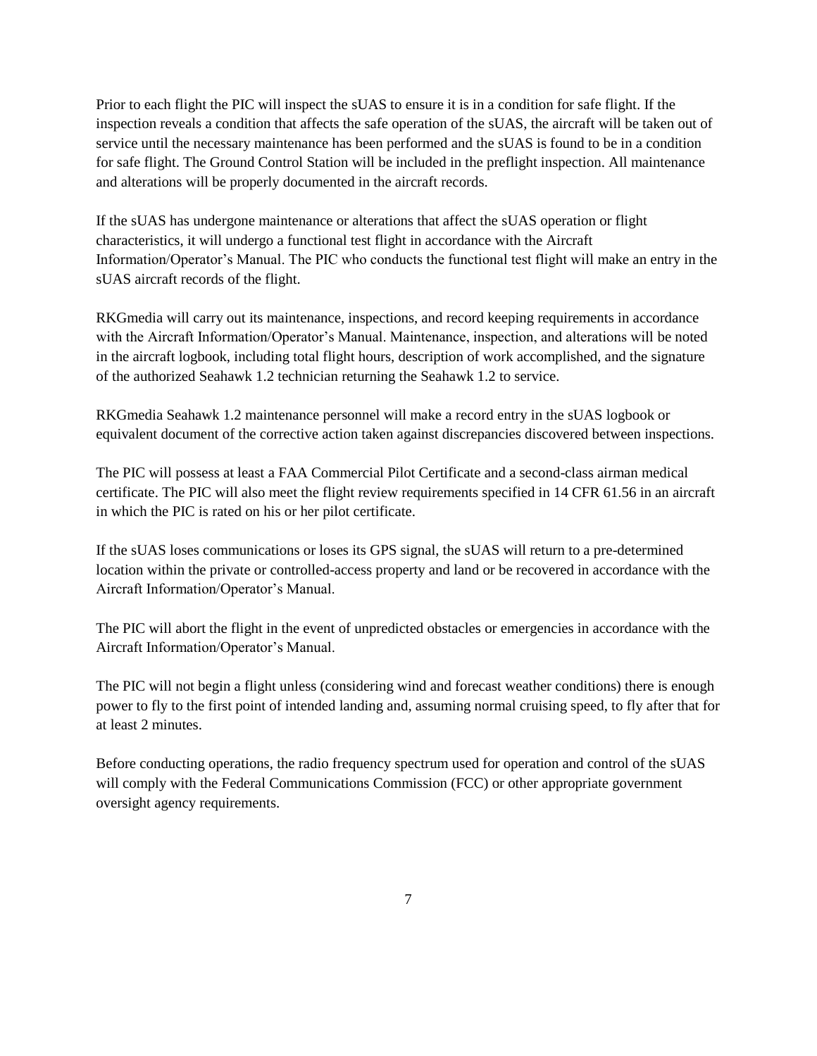Prior to each flight the PIC will inspect the sUAS to ensure it is in a condition for safe flight. If the inspection reveals a condition that affects the safe operation of the sUAS, the aircraft will be taken out of service until the necessary maintenance has been performed and the sUAS is found to be in a condition for safe flight. The Ground Control Station will be included in the preflight inspection. All maintenance and alterations will be properly documented in the aircraft records.

If the sUAS has undergone maintenance or alterations that affect the sUAS operation or flight characteristics, it will undergo a functional test flight in accordance with the Aircraft Information/Operator's Manual. The PIC who conducts the functional test flight will make an entry in the sUAS aircraft records of the flight.

RKGmedia will carry out its maintenance, inspections, and record keeping requirements in accordance with the Aircraft Information/Operator's Manual. Maintenance, inspection, and alterations will be noted in the aircraft logbook, including total flight hours, description of work accomplished, and the signature of the authorized Seahawk 1.2 technician returning the Seahawk 1.2 to service.

RKGmedia Seahawk 1.2 maintenance personnel will make a record entry in the sUAS logbook or equivalent document of the corrective action taken against discrepancies discovered between inspections.

The PIC will possess at least a FAA Commercial Pilot Certificate and a second-class airman medical certificate. The PIC will also meet the flight review requirements specified in 14 CFR 61.56 in an aircraft in which the PIC is rated on his or her pilot certificate.

If the sUAS loses communications or loses its GPS signal, the sUAS will return to a pre-determined location within the private or controlled-access property and land or be recovered in accordance with the Aircraft Information/Operator's Manual.

The PIC will abort the flight in the event of unpredicted obstacles or emergencies in accordance with the Aircraft Information/Operator's Manual.

The PIC will not begin a flight unless (considering wind and forecast weather conditions) there is enough power to fly to the first point of intended landing and, assuming normal cruising speed, to fly after that for at least 2 minutes.

Before conducting operations, the radio frequency spectrum used for operation and control of the sUAS will comply with the Federal Communications Commission (FCC) or other appropriate government oversight agency requirements.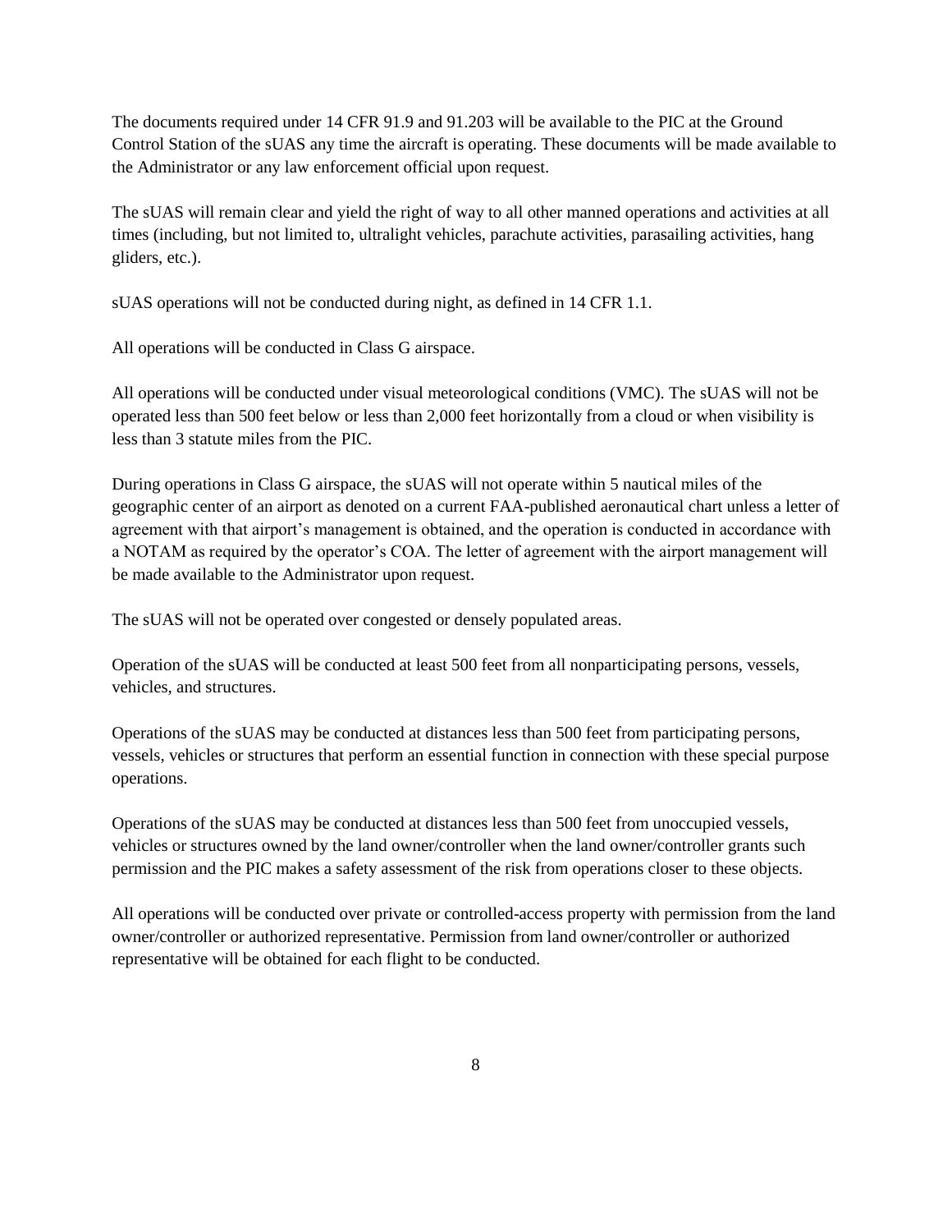The documents required under 14 CFR 91.9 and 91.203 will be available to the PIC at the Ground Control Station of the sUAS any time the aircraft is operating. These documents will be made available to the Administrator or any law enforcement official upon request.

The sUAS will remain clear and yield the right of way to all other manned operations and activities at all times (including, but not limited to, ultralight vehicles, parachute activities, parasailing activities, hang gliders, etc.).

sUAS operations will not be conducted during night, as defined in 14 CFR 1.1.

All operations will be conducted in Class G airspace.

All operations will be conducted under visual meteorological conditions (VMC). The sUAS will not be operated less than 500 feet below or less than 2,000 feet horizontally from a cloud or when visibility is less than 3 statute miles from the PIC.

During operations in Class G airspace, the sUAS will not operate within 5 nautical miles of the geographic center of an airport as denoted on a current FAA-published aeronautical chart unless a letter of agreement with that airport's management is obtained, and the operation is conducted in accordance with a NOTAM as required by the operator's COA. The letter of agreement with the airport management will be made available to the Administrator upon request.

The sUAS will not be operated over congested or densely populated areas.

Operation of the sUAS will be conducted at least 500 feet from all nonparticipating persons, vessels, vehicles, and structures.

Operations of the sUAS may be conducted at distances less than 500 feet from participating persons, vessels, vehicles or structures that perform an essential function in connection with these special purpose operations.

Operations of the sUAS may be conducted at distances less than 500 feet from unoccupied vessels, vehicles or structures owned by the land owner/controller when the land owner/controller grants such permission and the PIC makes a safety assessment of the risk from operations closer to these objects.

All operations will be conducted over private or controlled-access property with permission from the land owner/controller or authorized representative. Permission from land owner/controller or authorized representative will be obtained for each flight to be conducted.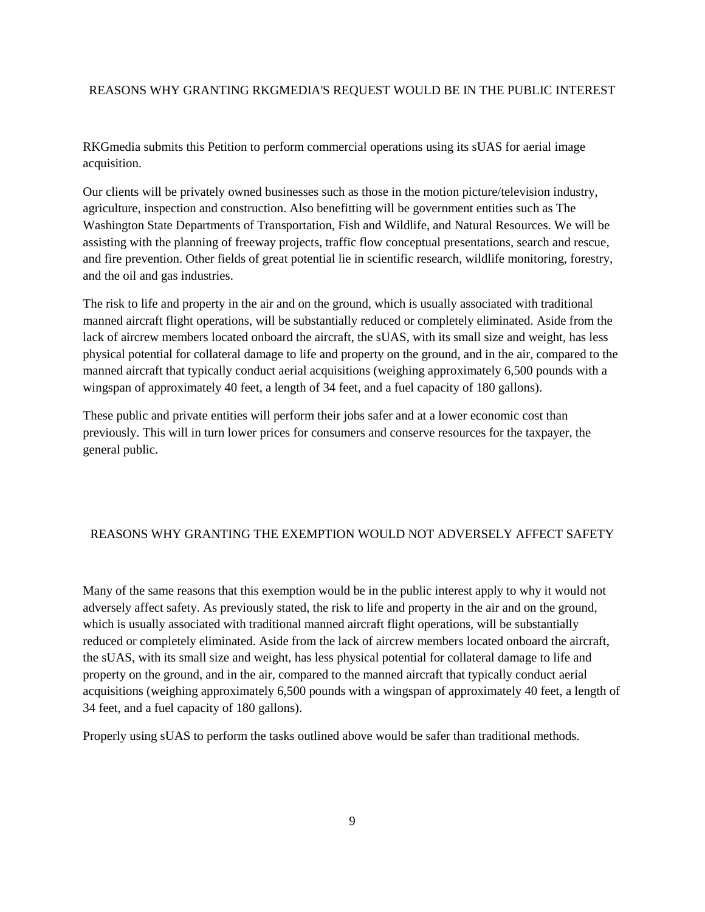## REASONS WHY GRANTING RKGMEDIA'S REQUEST WOULD BE IN THE PUBLIC INTEREST

RKGmedia submits this Petition to perform commercial operations using its sUAS for aerial image acquisition.

Our clients will be privately owned businesses such as those in the motion picture/television industry, agriculture, inspection and construction. Also benefitting will be government entities such as The Washington State Departments of Transportation, Fish and Wildlife, and Natural Resources. We will be assisting with the planning of freeway projects, traffic flow conceptual presentations, search and rescue, and fire prevention. Other fields of great potential lie in scientific research, wildlife monitoring, forestry, and the oil and gas industries.

The risk to life and property in the air and on the ground, which is usually associated with traditional manned aircraft flight operations, will be substantially reduced or completely eliminated. Aside from the lack of aircrew members located onboard the aircraft, the sUAS, with its small size and weight, has less physical potential for collateral damage to life and property on the ground, and in the air, compared to the manned aircraft that typically conduct aerial acquisitions (weighing approximately 6,500 pounds with a wingspan of approximately 40 feet, a length of 34 feet, and a fuel capacity of 180 gallons).

These public and private entities will perform their jobs safer and at a lower economic cost than previously. This will in turn lower prices for consumers and conserve resources for the taxpayer, the general public.

## REASONS WHY GRANTING THE EXEMPTION WOULD NOT ADVERSELY AFFECT SAFETY

Many of the same reasons that this exemption would be in the public interest apply to why it would not adversely affect safety. As previously stated, the risk to life and property in the air and on the ground, which is usually associated with traditional manned aircraft flight operations, will be substantially reduced or completely eliminated. Aside from the lack of aircrew members located onboard the aircraft, the sUAS, with its small size and weight, has less physical potential for collateral damage to life and property on the ground, and in the air, compared to the manned aircraft that typically conduct aerial acquisitions (weighing approximately 6,500 pounds with a wingspan of approximately 40 feet, a length of 34 feet, and a fuel capacity of 180 gallons).

Properly using sUAS to perform the tasks outlined above would be safer than traditional methods.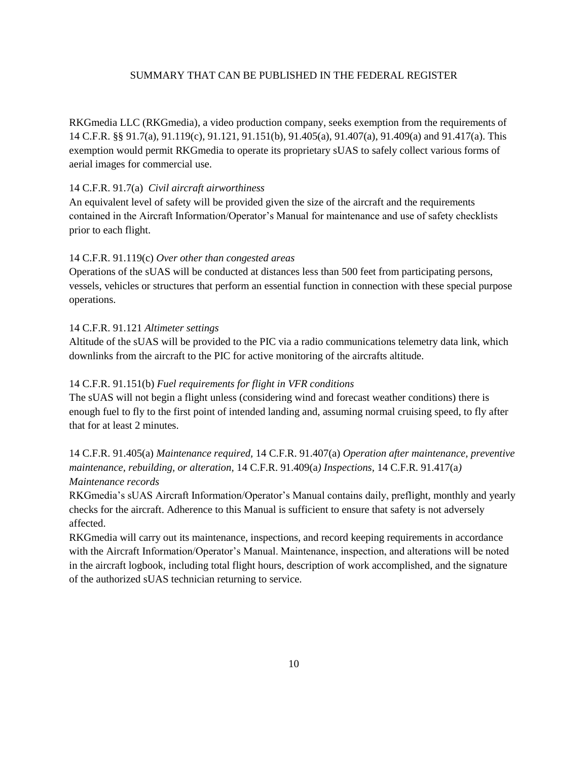## SUMMARY THAT CAN BE PUBLISHED IN THE FEDERAL REGISTER

RKGmedia LLC (RKGmedia), a video production company, seeks exemption from the requirements of 14 C.F.R. §§ 91.7(a), 91.119(c), 91.121, 91.151(b), 91.405(a), 91.407(a), 91.409(a) and 91.417(a). This exemption would permit RKGmedia to operate its proprietary sUAS to safely collect various forms of aerial images for commercial use.

14 C.F.R. 91.7(a) *Civil aircraft airworthiness*
An equivalent level of safety will be provided given the size of the aircraft and the requirements contained in the Aircraft Information/Operator's Manual for maintenance and use of safety checklists prior to each flight.

14 C.F.R. 91.119(c) *Over other than congested areas*
Operations of the sUAS will be conducted at distances less than 500 feet from participating persons, vessels, vehicles or structures that perform an essential function in connection with these special purpose operations.

14 C.F.R. 91.121 *Altimeter settings*
Altitude of the sUAS will be provided to the PIC via a radio communications telemetry data link, which downlinks from the aircraft to the PIC for active monitoring of the aircrafts altitude.

14 C.F.R. 91.151(b) *Fuel requirements for flight in VFR conditions*
The sUAS will not begin a flight unless (considering wind and forecast weather conditions) there is enough fuel to fly to the first point of intended landing and, assuming normal cruising speed, to fly after that for at least 2 minutes.

14 C.F.R. 91.405(a) *Maintenance required,* 14 C.F.R. 91.407(a) *Operation after maintenance, preventive maintenance, rebuilding, or alteration,* 14 C.F.R. 91.409(a*) Inspections,* 14 C.F.R. 91.417(a*) Maintenance records*
RKGmedia's sUAS Aircraft Information/Operator's Manual contains daily, preflight, monthly and yearly checks for the aircraft. Adherence to this Manual is sufficient to ensure that safety is not adversely affected.
RKGmedia will carry out its maintenance, inspections, and record keeping requirements in accordance with the Aircraft Information/Operator's Manual. Maintenance, inspection, and alterations will be noted in the aircraft logbook, including total flight hours, description of work accomplished, and the signature of the authorized sUAS technician returning to service.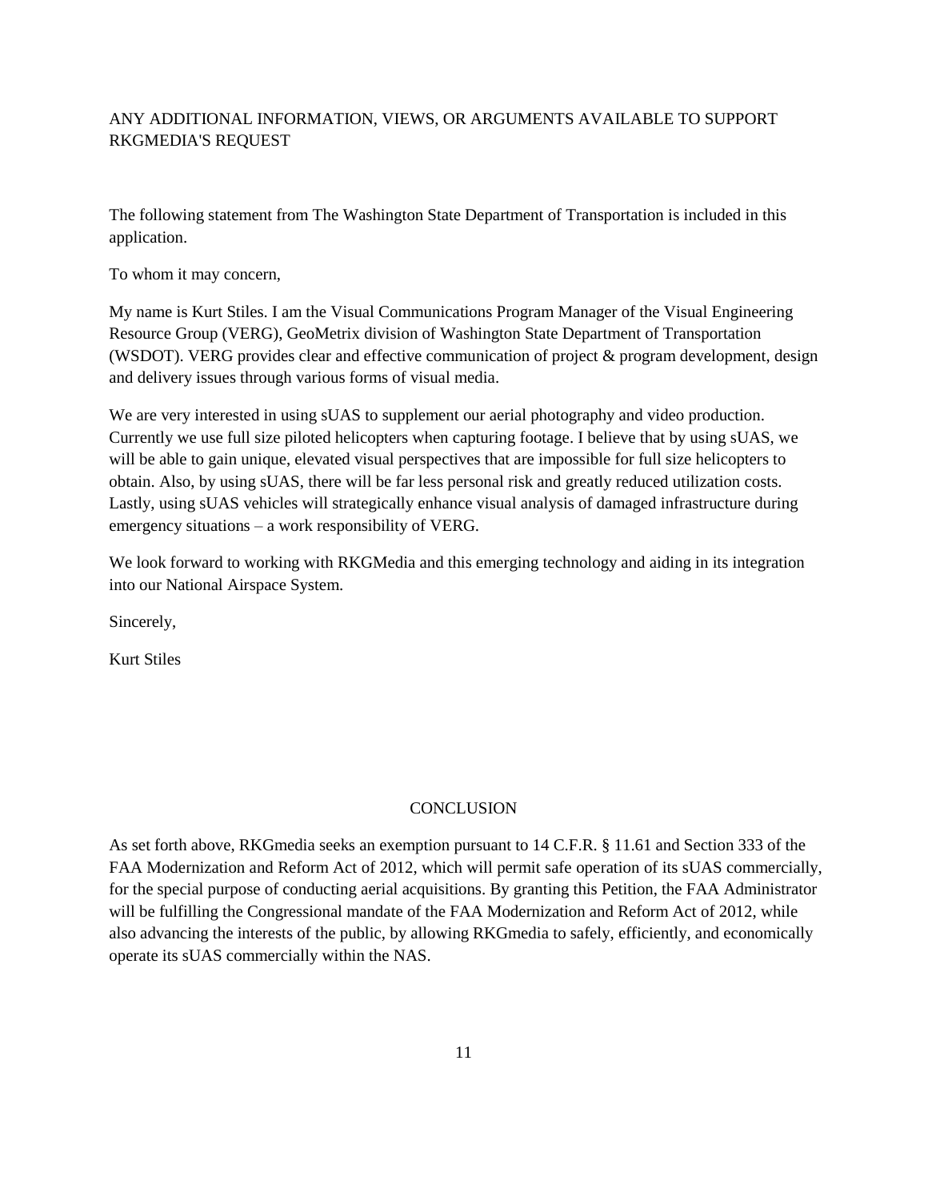## ANY ADDITIONAL INFORMATION, VIEWS, OR ARGUMENTS AVAILABLE TO SUPPORT RKGMEDIA'S REQUEST

The following statement from The Washington State Department of Transportation is included in this application.

To whom it may concern,

My name is Kurt Stiles. I am the Visual Communications Program Manager of the Visual Engineering Resource Group (VERG), GeoMetrix division of Washington State Department of Transportation (WSDOT). VERG provides clear and effective communication of project & program development, design and delivery issues through various forms of visual media.

We are very interested in using sUAS to supplement our aerial photography and video production. Currently we use full size piloted helicopters when capturing footage. I believe that by using sUAS, we will be able to gain unique, elevated visual perspectives that are impossible for full size helicopters to obtain. Also, by using sUAS, there will be far less personal risk and greatly reduced utilization costs. Lastly, using sUAS vehicles will strategically enhance visual analysis of damaged infrastructure during emergency situations – a work responsibility of VERG.

We look forward to working with RKGMedia and this emerging technology and aiding in its integration into our National Airspace System.

Sincerely,

Kurt Stiles

## CONCLUSION

As set forth above, RKGmedia seeks an exemption pursuant to 14 C.F.R. § 11.61 and Section 333 of the FAA Modernization and Reform Act of 2012, which will permit safe operation of its sUAS commercially, for the special purpose of conducting aerial acquisitions. By granting this Petition, the FAA Administrator will be fulfilling the Congressional mandate of the FAA Modernization and Reform Act of 2012, while also advancing the interests of the public, by allowing RKGmedia to safely, efficiently, and economically operate its sUAS commercially within the NAS.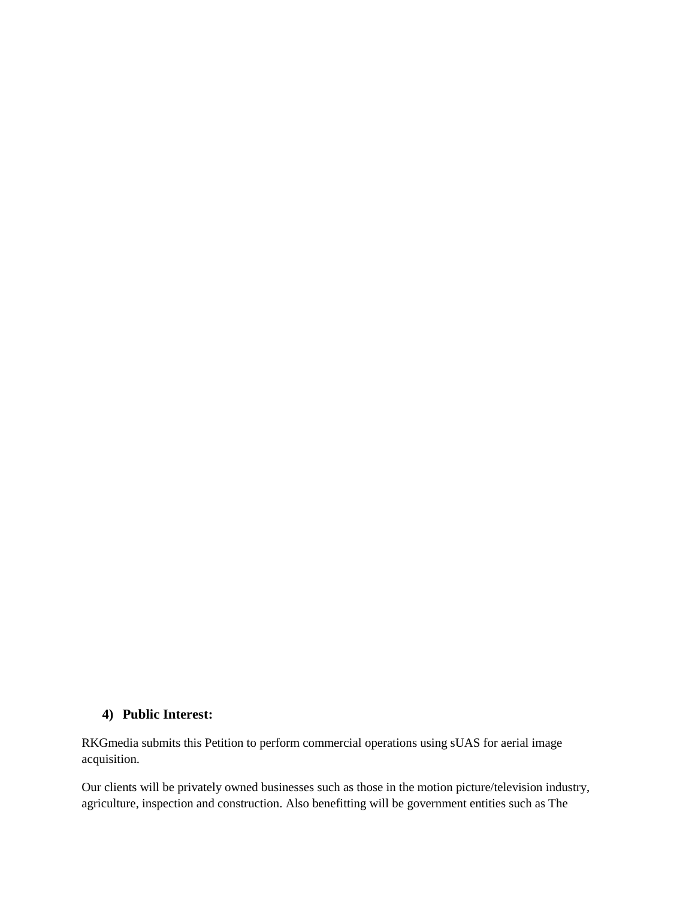4) **Public Interest:**

RKGmedia submits this Petition to perform commercial operations using sUAS for aerial image acquisition.

Our clients will be privately owned businesses such as those in the motion picture/television industry, agriculture, inspection and construction. Also benefitting will be government entities such as The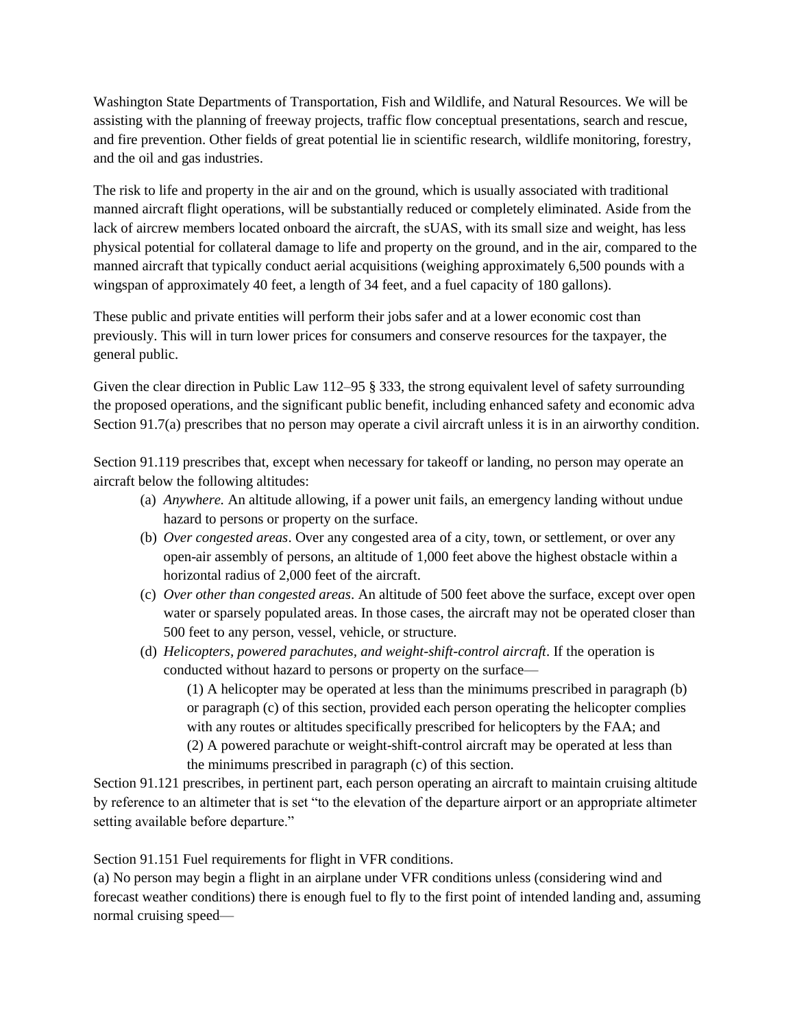Washington State Departments of Transportation, Fish and Wildlife, and Natural Resources. We will be assisting with the planning of freeway projects, traffic flow conceptual presentations, search and rescue, and fire prevention. Other fields of great potential lie in scientific research, wildlife monitoring, forestry, and the oil and gas industries.

The risk to life and property in the air and on the ground, which is usually associated with traditional manned aircraft flight operations, will be substantially reduced or completely eliminated. Aside from the lack of aircrew members located onboard the aircraft, the sUAS, with its small size and weight, has less physical potential for collateral damage to life and property on the ground, and in the air, compared to the manned aircraft that typically conduct aerial acquisitions (weighing approximately 6,500 pounds with a wingspan of approximately 40 feet, a length of 34 feet, and a fuel capacity of 180 gallons).

These public and private entities will perform their jobs safer and at a lower economic cost than previously. This will in turn lower prices for consumers and conserve resources for the taxpayer, the general public.

Given the clear direction in Public Law 112–95 § 333, the strong equivalent level of safety surrounding the proposed operations, and the significant public benefit, including enhanced safety and economic adva Section 91.7(a) prescribes that no person may operate a civil aircraft unless it is in an airworthy condition.

Section 91.119 prescribes that, except when necessary for takeoff or landing, no person may operate an aircraft below the following altitudes:

(a) *Anywhere.* An altitude allowing, if a power unit fails, an emergency landing without undue hazard to persons or property on the surface.

(b) *Over congested areas*. Over any congested area of a city, town, or settlement, or over any open-air assembly of persons, an altitude of 1,000 feet above the highest obstacle within a horizontal radius of 2,000 feet of the aircraft.

(c) *Over other than congested areas*. An altitude of 500 feet above the surface, except over open water or sparsely populated areas. In those cases, the aircraft may not be operated closer than 500 feet to any person, vessel, vehicle, or structure.

(d) *Helicopters, powered parachutes, and weight-shift-control aircraft*. If the operation is conducted without hazard to persons or property on the surface—

(1) A helicopter may be operated at less than the minimums prescribed in paragraph (b) or paragraph (c) of this section, provided each person operating the helicopter complies with any routes or altitudes specifically prescribed for helicopters by the FAA; and

(2) A powered parachute or weight-shift-control aircraft may be operated at less than the minimums prescribed in paragraph (c) of this section.

Section 91.121 prescribes, in pertinent part, each person operating an aircraft to maintain cruising altitude by reference to an altimeter that is set "to the elevation of the departure airport or an appropriate altimeter setting available before departure."

Section 91.151 Fuel requirements for flight in VFR conditions.

(a) No person may begin a flight in an airplane under VFR conditions unless (considering wind and forecast weather conditions) there is enough fuel to fly to the first point of intended landing and, assuming normal cruising speed—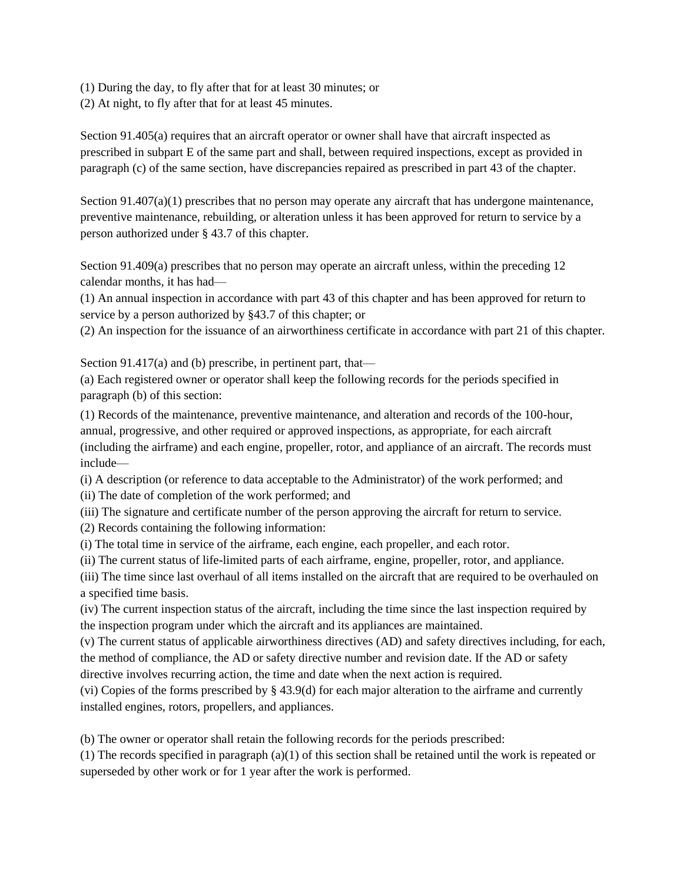(1) During the day, to fly after that for at least 30 minutes; or
(2) At night, to fly after that for at least 45 minutes.

Section 91.405(a) requires that an aircraft operator or owner shall have that aircraft inspected as prescribed in subpart E of the same part and shall, between required inspections, except as provided in paragraph (c) of the same section, have discrepancies repaired as prescribed in part 43 of the chapter.

Section 91.407(a)(1) prescribes that no person may operate any aircraft that has undergone maintenance, preventive maintenance, rebuilding, or alteration unless it has been approved for return to service by a person authorized under § 43.7 of this chapter.

Section 91.409(a) prescribes that no person may operate an aircraft unless, within the preceding 12 calendar months, it has had—
(1) An annual inspection in accordance with part 43 of this chapter and has been approved for return to service by a person authorized by §43.7 of this chapter; or
(2) An inspection for the issuance of an airworthiness certificate in accordance with part 21 of this chapter.

Section 91.417(a) and (b) prescribe, in pertinent part, that—
(a) Each registered owner or operator shall keep the following records for the periods specified in paragraph (b) of this section:

(1) Records of the maintenance, preventive maintenance, and alteration and records of the 100-hour, annual, progressive, and other required or approved inspections, as appropriate, for each aircraft (including the airframe) and each engine, propeller, rotor, and appliance of an aircraft. The records must include—
(i) A description (or reference to data acceptable to the Administrator) of the work performed; and
(ii) The date of completion of the work performed; and
(iii) The signature and certificate number of the person approving the aircraft for return to service.
(2) Records containing the following information:
(i) The total time in service of the airframe, each engine, each propeller, and each rotor.
(ii) The current status of life-limited parts of each airframe, engine, propeller, rotor, and appliance.
(iii) The time since last overhaul of all items installed on the aircraft that are required to be overhauled on a specified time basis.
(iv) The current inspection status of the aircraft, including the time since the last inspection required by the inspection program under which the aircraft and its appliances are maintained.
(v) The current status of applicable airworthiness directives (AD) and safety directives including, for each, the method of compliance, the AD or safety directive number and revision date. If the AD or safety directive involves recurring action, the time and date when the next action is required.
(vi) Copies of the forms prescribed by § 43.9(d) for each major alteration to the airframe and currently installed engines, rotors, propellers, and appliances.

(b) The owner or operator shall retain the following records for the periods prescribed:
(1) The records specified in paragraph (a)(1) of this section shall be retained until the work is repeated or superseded by other work or for 1 year after the work is performed.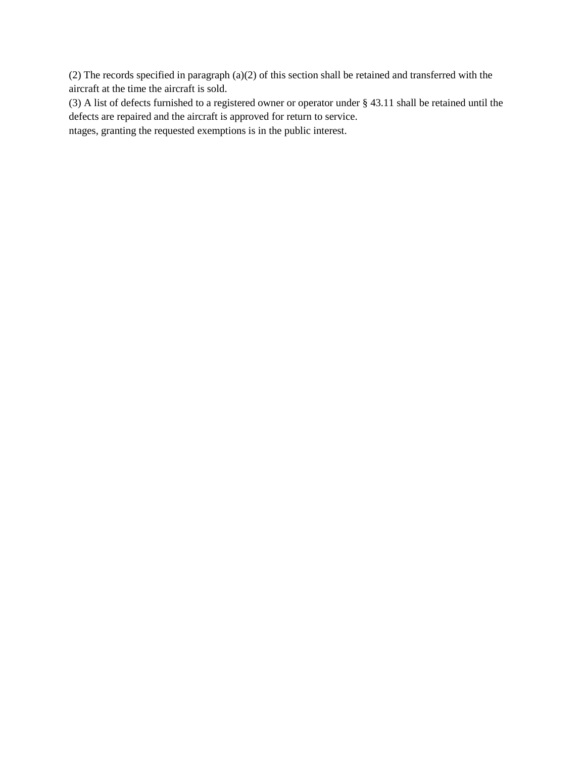(2) The records specified in paragraph (a)(2) of this section shall be retained and transferred with the aircraft at the time the aircraft is sold.

(3) A list of defects furnished to a registered owner or operator under § 43.11 shall be retained until the defects are repaired and the aircraft is approved for return to service.

ntages, granting the requested exemptions is in the public interest.